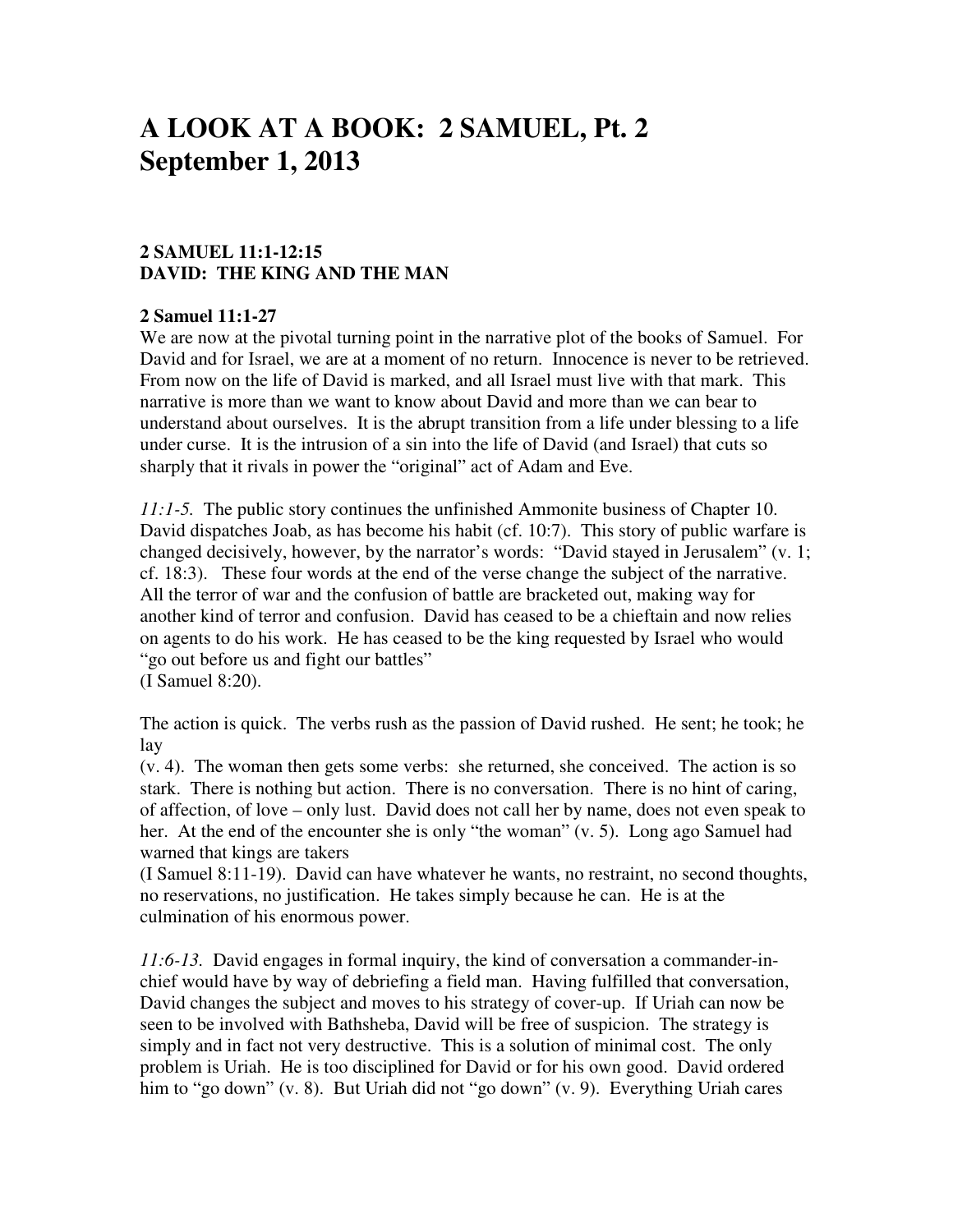# A LOOK AT A BOOK: 2 SAMUEL, Pt. 2
# September 1, 2013

### 2 SAMUEL 11:1-12:15
### DAVID: THE KING AND THE MAN

**2 Samuel 11:1-27**

We are now at the pivotal turning point in the narrative plot of the books of Samuel. For David and for Israel, we are at a moment of no return. Innocence is never to be retrieved. From now on the life of David is marked, and all Israel must live with that mark. This narrative is more than we want to know about David and more than we can bear to understand about ourselves. It is the abrupt transition from a life under blessing to a life under curse. It is the intrusion of a sin into the life of David (and Israel) that cuts so sharply that it rivals in power the "original" act of Adam and Eve.

*11:1-5.* The public story continues the unfinished Ammonite business of Chapter 10. David dispatches Joab, as has become his habit (cf. 10:7). This story of public warfare is changed decisively, however, by the narrator's words: "David stayed in Jerusalem" (v. 1; cf. 18:3). These four words at the end of the verse change the subject of the narrative. All the terror of war and the confusion of battle are bracketed out, making way for another kind of terror and confusion. David has ceased to be a chieftain and now relies on agents to do his work. He has ceased to be the king requested by Israel who would "go out before us and fight our battles" (I Samuel 8:20).

The action is quick. The verbs rush as the passion of David rushed. He sent; he took; he lay (v. 4). The woman then gets some verbs: she returned, she conceived. The action is so stark. There is nothing but action. There is no conversation. There is no hint of caring, of affection, of love – only lust. David does not call her by name, does not even speak to her. At the end of the encounter she is only "the woman" (v. 5). Long ago Samuel had warned that kings are takers (I Samuel 8:11-19). David can have whatever he wants, no restraint, no second thoughts, no reservations, no justification. He takes simply because he can. He is at the culmination of his enormous power.

*11:6-13.* David engages in formal inquiry, the kind of conversation a commander-in-chief would have by way of debriefing a field man. Having fulfilled that conversation, David changes the subject and moves to his strategy of cover-up. If Uriah can now be seen to be involved with Bathsheba, David will be free of suspicion. The strategy is simply and in fact not very destructive. This is a solution of minimal cost. The only problem is Uriah. He is too disciplined for David or for his own good. David ordered him to "go down" (v. 8). But Uriah did not "go down" (v. 9). Everything Uriah cares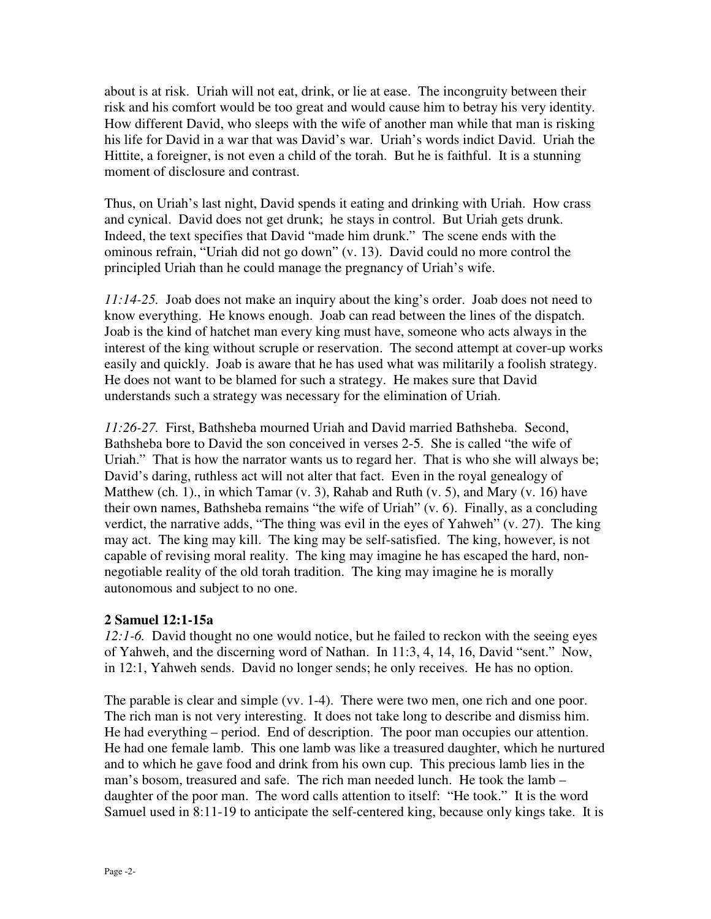about is at risk. Uriah will not eat, drink, or lie at ease. The incongruity between their risk and his comfort would be too great and would cause him to betray his very identity. How different David, who sleeps with the wife of another man while that man is risking his life for David in a war that was David's war. Uriah's words indict David. Uriah the Hittite, a foreigner, is not even a child of the torah. But he is faithful. It is a stunning moment of disclosure and contrast.

Thus, on Uriah's last night, David spends it eating and drinking with Uriah. How crass and cynical. David does not get drunk; he stays in control. But Uriah gets drunk. Indeed, the text specifies that David "made him drunk." The scene ends with the ominous refrain, "Uriah did not go down" (v. 13). David could no more control the principled Uriah than he could manage the pregnancy of Uriah's wife.

*11:14-25.* Joab does not make an inquiry about the king's order. Joab does not need to know everything. He knows enough. Joab can read between the lines of the dispatch. Joab is the kind of hatchet man every king must have, someone who acts always in the interest of the king without scruple or reservation. The second attempt at cover-up works easily and quickly. Joab is aware that he has used what was militarily a foolish strategy. He does not want to be blamed for such a strategy. He makes sure that David understands such a strategy was necessary for the elimination of Uriah.

*11:26-27.* First, Bathsheba mourned Uriah and David married Bathsheba. Second, Bathsheba bore to David the son conceived in verses 2-5. She is called "the wife of Uriah." That is how the narrator wants us to regard her. That is who she will always be; David's daring, ruthless act will not alter that fact. Even in the royal genealogy of Matthew (ch. 1)., in which Tamar (v. 3), Rahab and Ruth (v. 5), and Mary (v. 16) have their own names, Bathsheba remains "the wife of Uriah" (v. 6). Finally, as a concluding verdict, the narrative adds, "The thing was evil in the eyes of Yahweh" (v. 27). The king may act. The king may kill. The king may be self-satisfied. The king, however, is not capable of revising moral reality. The king may imagine he has escaped the hard, non-negotiable reality of the old torah tradition. The king may imagine he is morally autonomous and subject to no one.

**2 Samuel 12:1-15a**

*12:1-6.* David thought no one would notice, but he failed to reckon with the seeing eyes of Yahweh, and the discerning word of Nathan. In 11:3, 4, 14, 16, David "sent." Now, in 12:1, Yahweh sends. David no longer sends; he only receives. He has no option.

The parable is clear and simple (vv. 1-4). There were two men, one rich and one poor. The rich man is not very interesting. It does not take long to describe and dismiss him. He had everything – period. End of description. The poor man occupies our attention. He had one female lamb. This one lamb was like a treasured daughter, which he nurtured and to which he gave food and drink from his own cup. This precious lamb lies in the man's bosom, treasured and safe. The rich man needed lunch. He took the lamb – daughter of the poor man. The word calls attention to itself: "He took." It is the word Samuel used in 8:11-19 to anticipate the self-centered king, because only kings take. It is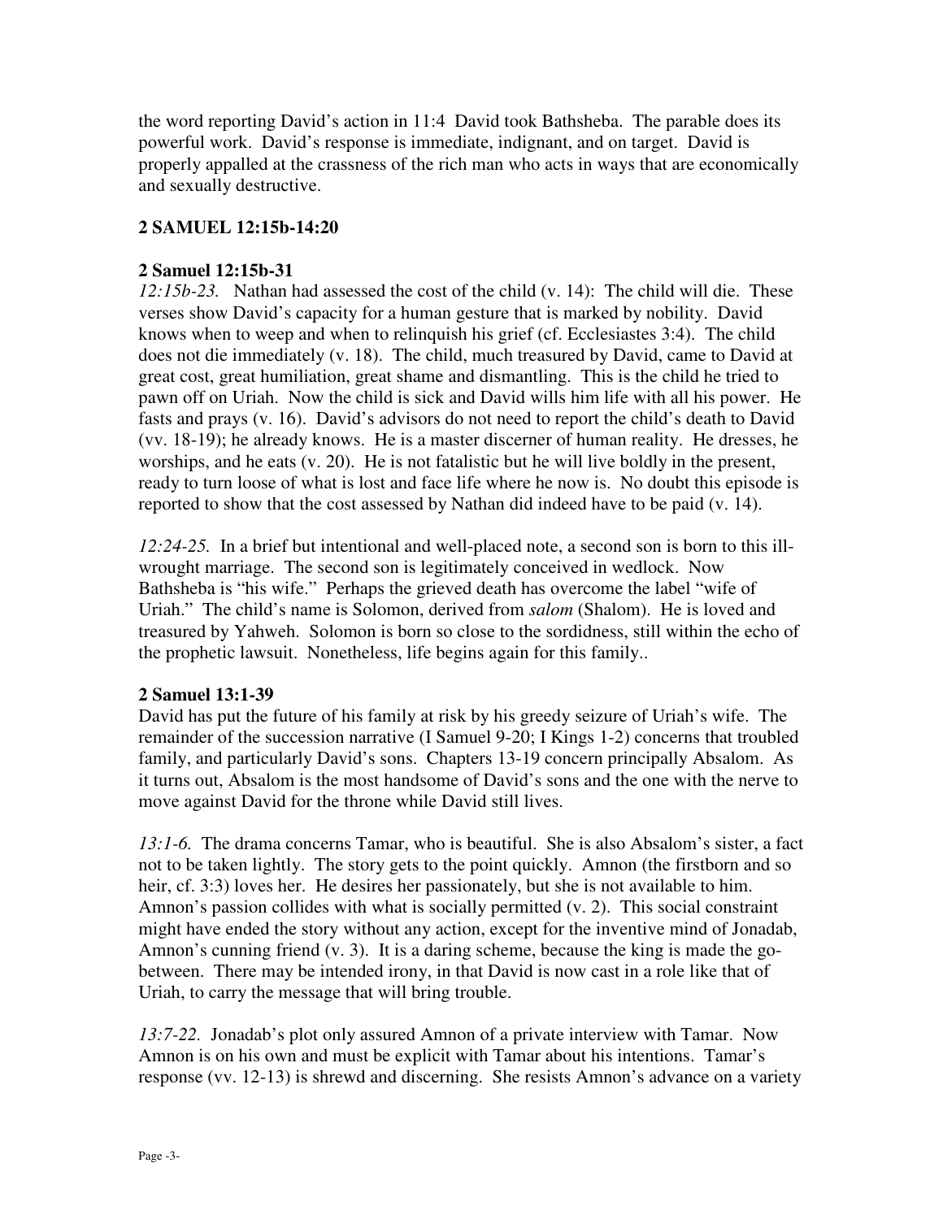the word reporting David's action in 11:4 David took Bathsheba. The parable does its powerful work. David's response is immediate, indignant, and on target. David is properly appalled at the crassness of the rich man who acts in ways that are economically and sexually destructive.

## 2 SAMUEL 12:15b-14:20

### 2 Samuel 12:15b-31

*12:15b-23.* Nathan had assessed the cost of the child (v. 14): The child will die. These verses show David's capacity for a human gesture that is marked by nobility. David knows when to weep and when to relinquish his grief (cf. Ecclesiastes 3:4). The child does not die immediately (v. 18). The child, much treasured by David, came to David at great cost, great humiliation, great shame and dismantling. This is the child he tried to pawn off on Uriah. Now the child is sick and David wills him life with all his power. He fasts and prays (v. 16). David's advisors do not need to report the child's death to David (vv. 18-19); he already knows. He is a master discerner of human reality. He dresses, he worships, and he eats (v. 20). He is not fatalistic but he will live boldly in the present, ready to turn loose of what is lost and face life where he now is. No doubt this episode is reported to show that the cost assessed by Nathan did indeed have to be paid (v. 14).

*12:24-25.* In a brief but intentional and well-placed note, a second son is born to this ill-wrought marriage. The second son is legitimately conceived in wedlock. Now Bathsheba is "his wife." Perhaps the grieved death has overcome the label "wife of Uriah." The child's name is Solomon, derived from *salom* (Shalom). He is loved and treasured by Yahweh. Solomon is born so close to the sordidness, still within the echo of the prophetic lawsuit. Nonetheless, life begins again for this family..

### 2 Samuel 13:1-39

David has put the future of his family at risk by his greedy seizure of Uriah's wife. The remainder of the succession narrative (I Samuel 9-20; I Kings 1-2) concerns that troubled family, and particularly David's sons. Chapters 13-19 concern principally Absalom. As it turns out, Absalom is the most handsome of David's sons and the one with the nerve to move against David for the throne while David still lives.

*13:1-6.* The drama concerns Tamar, who is beautiful. She is also Absalom's sister, a fact not to be taken lightly. The story gets to the point quickly. Amnon (the firstborn and so heir, cf. 3:3) loves her. He desires her passionately, but she is not available to him. Amnon's passion collides with what is socially permitted (v. 2). This social constraint might have ended the story without any action, except for the inventive mind of Jonadab, Amnon's cunning friend (v. 3). It is a daring scheme, because the king is made the go-between. There may be intended irony, in that David is now cast in a role like that of Uriah, to carry the message that will bring trouble.

*13:7-22.* Jonadab's plot only assured Amnon of a private interview with Tamar. Now Amnon is on his own and must be explicit with Tamar about his intentions. Tamar's response (vv. 12-13) is shrewd and discerning. She resists Amnon's advance on a variety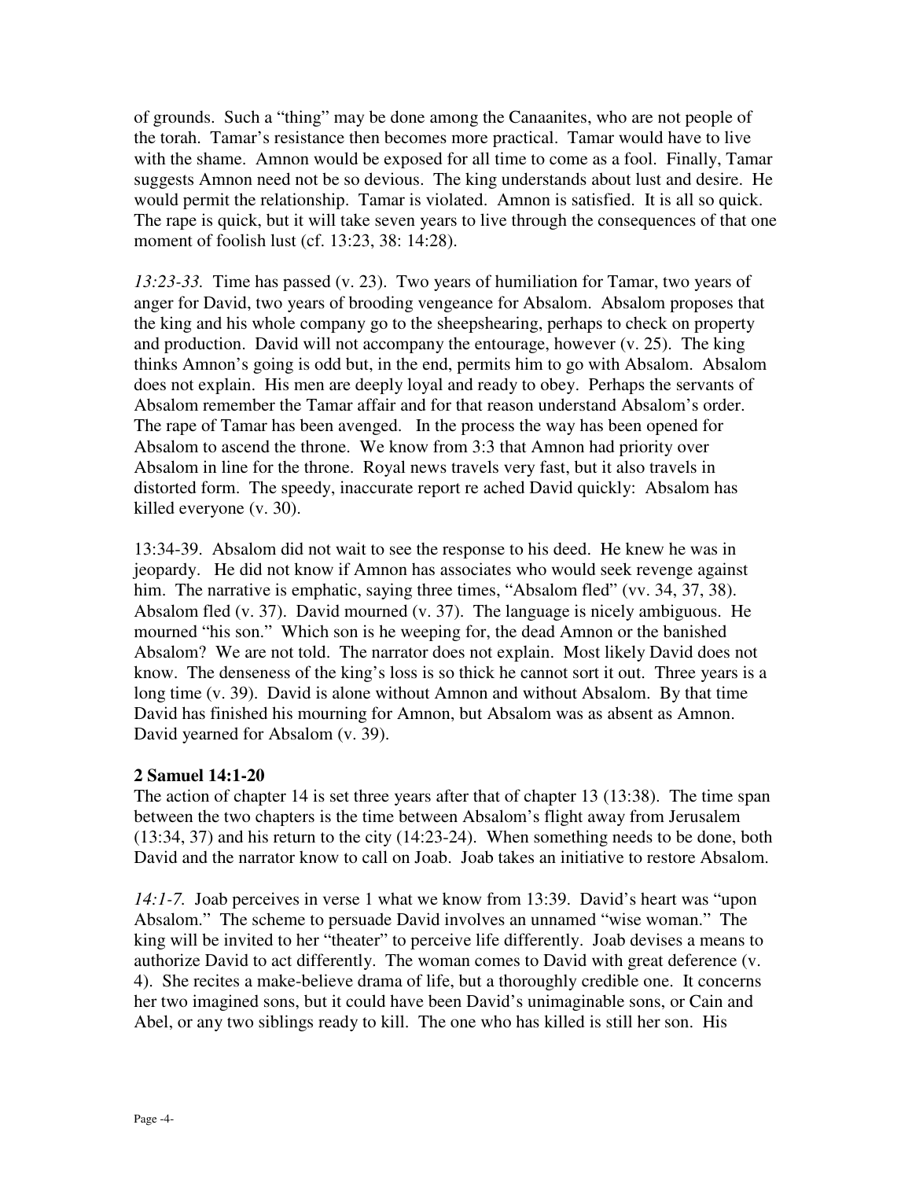of grounds. Such a "thing" may be done among the Canaanites, who are not people of the torah. Tamar's resistance then becomes more practical. Tamar would have to live with the shame. Amnon would be exposed for all time to come as a fool. Finally, Tamar suggests Amnon need not be so devious. The king understands about lust and desire. He would permit the relationship. Tamar is violated. Amnon is satisfied. It is all so quick. The rape is quick, but it will take seven years to live through the consequences of that one moment of foolish lust (cf. 13:23, 38: 14:28).

*13:23-33.* Time has passed (v. 23). Two years of humiliation for Tamar, two years of anger for David, two years of brooding vengeance for Absalom. Absalom proposes that the king and his whole company go to the sheepshearing, perhaps to check on property and production. David will not accompany the entourage, however (v. 25). The king thinks Amnon's going is odd but, in the end, permits him to go with Absalom. Absalom does not explain. His men are deeply loyal and ready to obey. Perhaps the servants of Absalom remember the Tamar affair and for that reason understand Absalom's order. The rape of Tamar has been avenged. In the process the way has been opened for Absalom to ascend the throne. We know from 3:3 that Amnon had priority over Absalom in line for the throne. Royal news travels very fast, but it also travels in distorted form. The speedy, inaccurate report re ached David quickly: Absalom has killed everyone (v. 30).

13:34-39. Absalom did not wait to see the response to his deed. He knew he was in jeopardy. He did not know if Amnon has associates who would seek revenge against him. The narrative is emphatic, saying three times, "Absalom fled" (vv. 34, 37, 38). Absalom fled (v. 37). David mourned (v. 37). The language is nicely ambiguous. He mourned "his son." Which son is he weeping for, the dead Amnon or the banished Absalom? We are not told. The narrator does not explain. Most likely David does not know. The denseness of the king's loss is so thick he cannot sort it out. Three years is a long time (v. 39). David is alone without Amnon and without Absalom. By that time David has finished his mourning for Amnon, but Absalom was as absent as Amnon. David yearned for Absalom (v. 39).

**2 Samuel 14:1-20**

The action of chapter 14 is set three years after that of chapter 13 (13:38). The time span between the two chapters is the time between Absalom's flight away from Jerusalem (13:34, 37) and his return to the city (14:23-24). When something needs to be done, both David and the narrator know to call on Joab. Joab takes an initiative to restore Absalom.

*14:1-7.* Joab perceives in verse 1 what we know from 13:39. David's heart was "upon Absalom." The scheme to persuade David involves an unnamed "wise woman." The king will be invited to her "theater" to perceive life differently. Joab devises a means to authorize David to act differently. The woman comes to David with great deference (v. 4). She recites a make-believe drama of life, but a thoroughly credible one. It concerns her two imagined sons, but it could have been David's unimaginable sons, or Cain and Abel, or any two siblings ready to kill. The one who has killed is still her son. His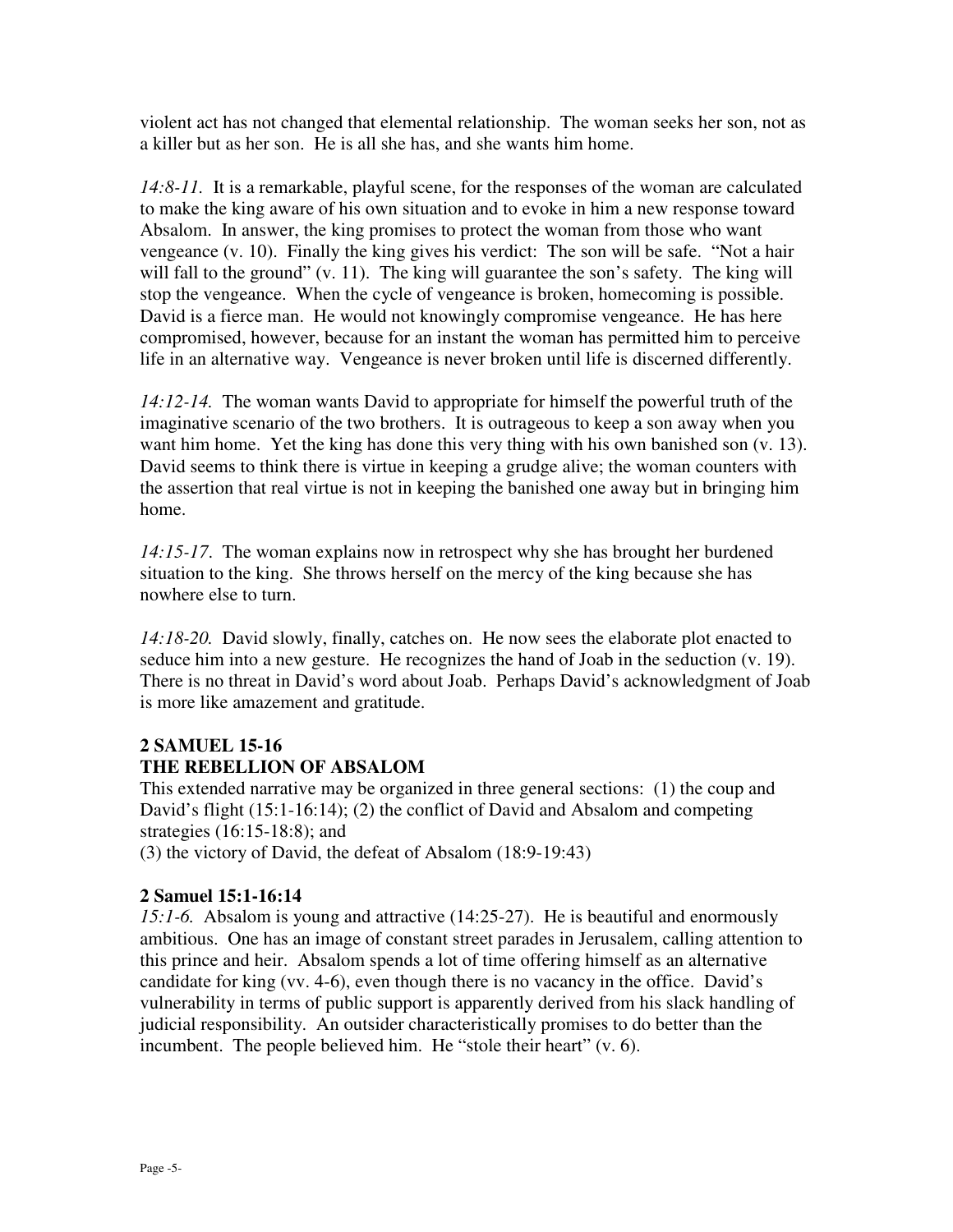violent act has not changed that elemental relationship. The woman seeks her son, not as a killer but as her son. He is all she has, and she wants him home.

*14:8-11.* It is a remarkable, playful scene, for the responses of the woman are calculated to make the king aware of his own situation and to evoke in him a new response toward Absalom. In answer, the king promises to protect the woman from those who want vengeance (v. 10). Finally the king gives his verdict: The son will be safe. "Not a hair will fall to the ground" (v. 11). The king will guarantee the son's safety. The king will stop the vengeance. When the cycle of vengeance is broken, homecoming is possible. David is a fierce man. He would not knowingly compromise vengeance. He has here compromised, however, because for an instant the woman has permitted him to perceive life in an alternative way. Vengeance is never broken until life is discerned differently.

*14:12-14.* The woman wants David to appropriate for himself the powerful truth of the imaginative scenario of the two brothers. It is outrageous to keep a son away when you want him home. Yet the king has done this very thing with his own banished son (v. 13). David seems to think there is virtue in keeping a grudge alive; the woman counters with the assertion that real virtue is not in keeping the banished one away but in bringing him home.

*14:15-17.* The woman explains now in retrospect why she has brought her burdened situation to the king. She throws herself on the mercy of the king because she has nowhere else to turn.

*14:18-20.* David slowly, finally, catches on. He now sees the elaborate plot enacted to seduce him into a new gesture. He recognizes the hand of Joab in the seduction (v. 19). There is no threat in David's word about Joab. Perhaps David's acknowledgment of Joab is more like amazement and gratitude.

## 2 SAMUEL 15-16
## THE REBELLION OF ABSALOM

This extended narrative may be organized in three general sections: (1) the coup and David's flight (15:1-16:14); (2) the conflict of David and Absalom and competing strategies (16:15-18:8); and
(3) the victory of David, the defeat of Absalom (18:9-19:43)

### 2 Samuel 15:1-16:14

*15:1-6.* Absalom is young and attractive (14:25-27). He is beautiful and enormously ambitious. One has an image of constant street parades in Jerusalem, calling attention to this prince and heir. Absalom spends a lot of time offering himself as an alternative candidate for king (vv. 4-6), even though there is no vacancy in the office. David's vulnerability in terms of public support is apparently derived from his slack handling of judicial responsibility. An outsider characteristically promises to do better than the incumbent. The people believed him. He "stole their heart" (v. 6).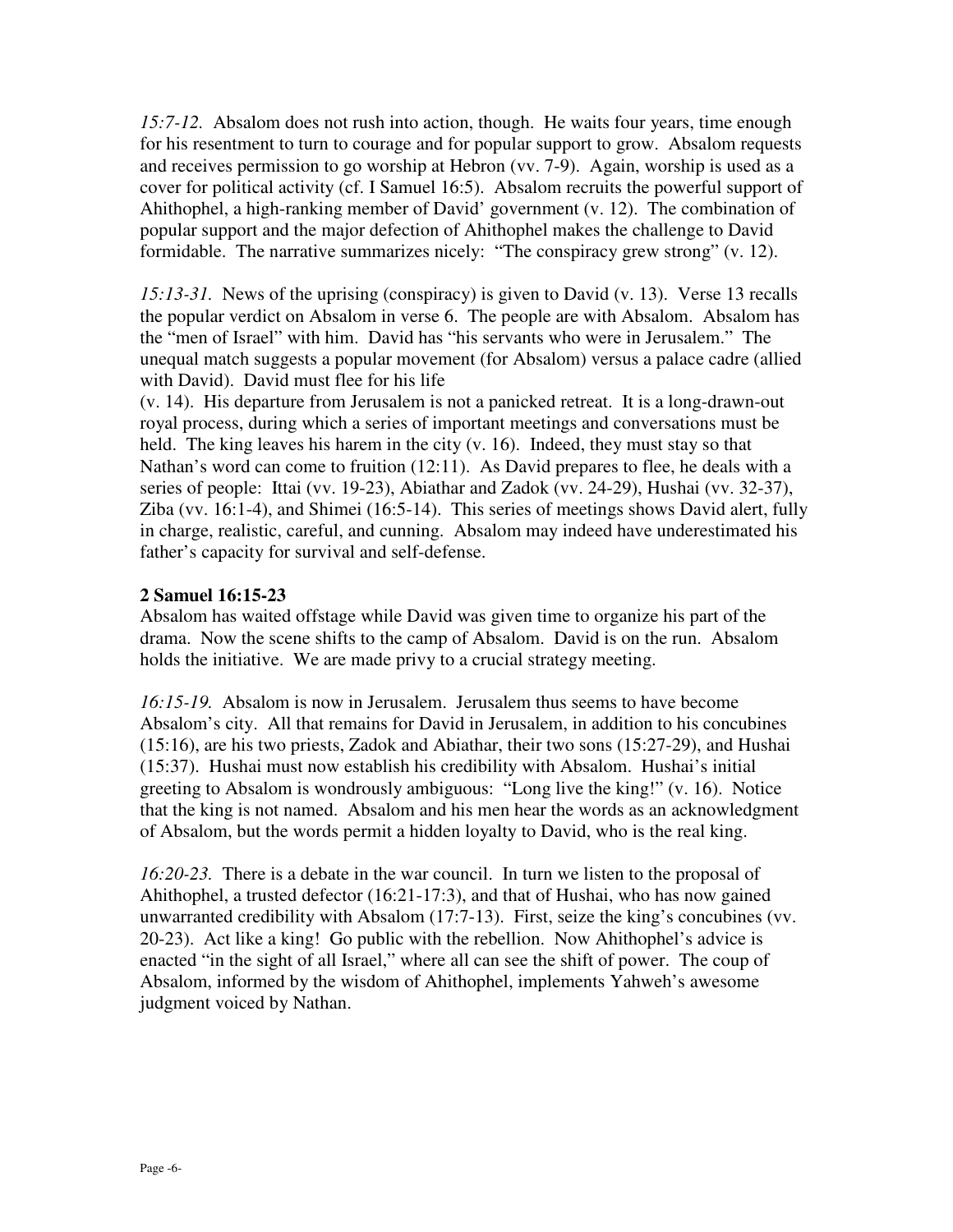*15:7-12.* Absalom does not rush into action, though. He waits four years, time enough for his resentment to turn to courage and for popular support to grow. Absalom requests and receives permission to go worship at Hebron (vv. 7-9). Again, worship is used as a cover for political activity (cf. I Samuel 16:5). Absalom recruits the powerful support of Ahithophel, a high-ranking member of David' government (v. 12). The combination of popular support and the major defection of Ahithophel makes the challenge to David formidable. The narrative summarizes nicely: "The conspiracy grew strong" (v. 12).

*15:13-31.* News of the uprising (conspiracy) is given to David (v. 13). Verse 13 recalls the popular verdict on Absalom in verse 6. The people are with Absalom. Absalom has the "men of Israel" with him. David has "his servants who were in Jerusalem." The unequal match suggests a popular movement (for Absalom) versus a palace cadre (allied with David). David must flee for his life (v. 14). His departure from Jerusalem is not a panicked retreat. It is a long-drawn-out royal process, during which a series of important meetings and conversations must be held. The king leaves his harem in the city (v. 16). Indeed, they must stay so that Nathan's word can come to fruition (12:11). As David prepares to flee, he deals with a series of people: Ittai (vv. 19-23), Abiathar and Zadok (vv. 24-29), Hushai (vv. 32-37), Ziba (vv. 16:1-4), and Shimei (16:5-14). This series of meetings shows David alert, fully in charge, realistic, careful, and cunning. Absalom may indeed have underestimated his father's capacity for survival and self-defense.

**2 Samuel 16:15-23**

Absalom has waited offstage while David was given time to organize his part of the drama. Now the scene shifts to the camp of Absalom. David is on the run. Absalom holds the initiative. We are made privy to a crucial strategy meeting.

*16:15-19.* Absalom is now in Jerusalem. Jerusalem thus seems to have become Absalom's city. All that remains for David in Jerusalem, in addition to his concubines (15:16), are his two priests, Zadok and Abiathar, their two sons (15:27-29), and Hushai (15:37). Hushai must now establish his credibility with Absalom. Hushai's initial greeting to Absalom is wondrously ambiguous: "Long live the king!" (v. 16). Notice that the king is not named. Absalom and his men hear the words as an acknowledgment of Absalom, but the words permit a hidden loyalty to David, who is the real king.

*16:20-23.* There is a debate in the war council. In turn we listen to the proposal of Ahithophel, a trusted defector (16:21-17:3), and that of Hushai, who has now gained unwarranted credibility with Absalom (17:7-13). First, seize the king's concubines (vv. 20-23). Act like a king! Go public with the rebellion. Now Ahithophel's advice is enacted "in the sight of all Israel," where all can see the shift of power. The coup of Absalom, informed by the wisdom of Ahithophel, implements Yahweh's awesome judgment voiced by Nathan.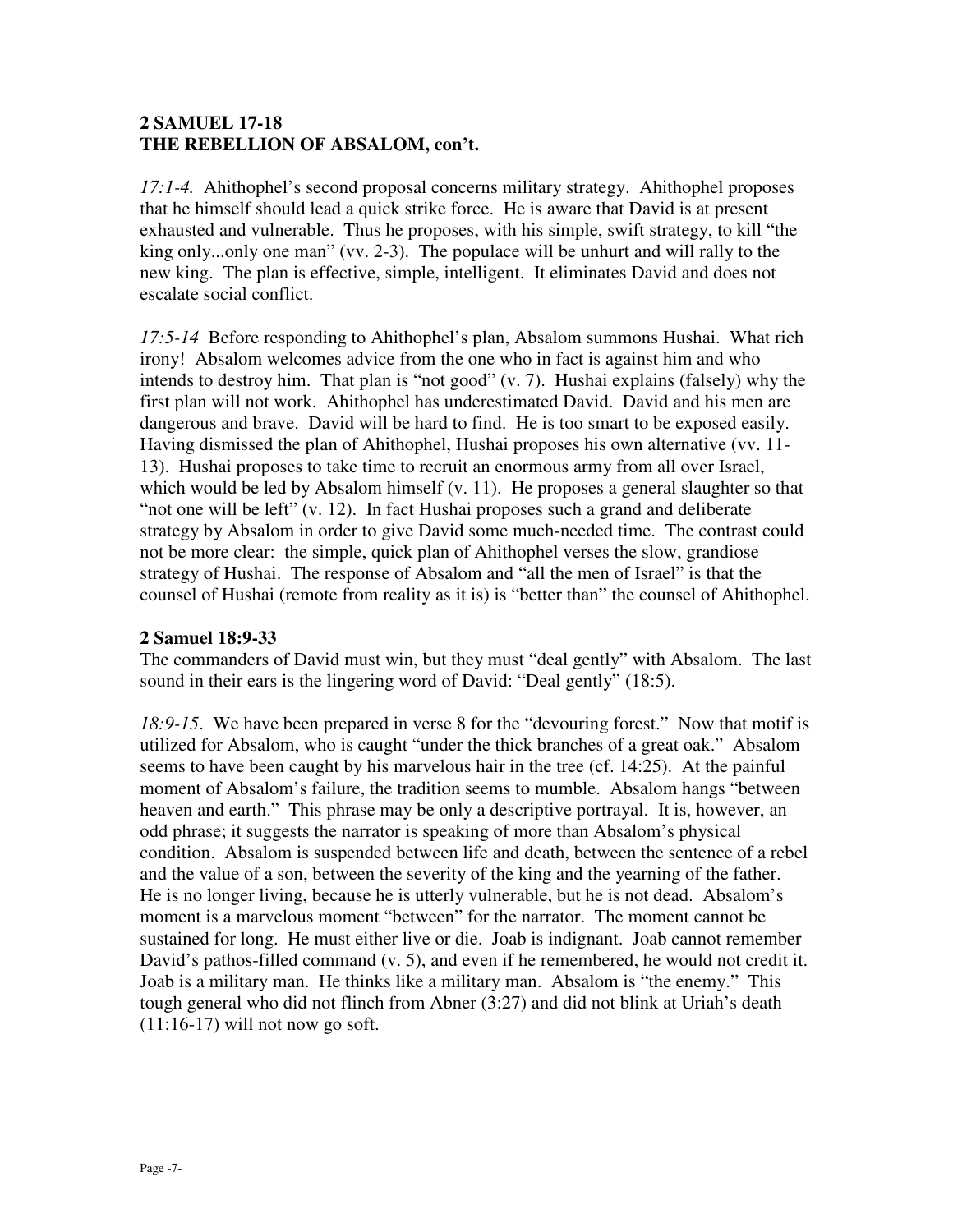## 2 SAMUEL 17-18
## THE REBELLION OF ABSALOM, con't.

*17:1-4.* Ahithophel's second proposal concerns military strategy. Ahithophel proposes that he himself should lead a quick strike force. He is aware that David is at present exhausted and vulnerable. Thus he proposes, with his simple, swift strategy, to kill "the king only...only one man" (vv. 2-3). The populace will be unhurt and will rally to the new king. The plan is effective, simple, intelligent. It eliminates David and does not escalate social conflict.

*17:5-14* Before responding to Ahithophel's plan, Absalom summons Hushai. What rich irony! Absalom welcomes advice from the one who in fact is against him and who intends to destroy him. That plan is "not good" (v. 7). Hushai explains (falsely) why the first plan will not work. Ahithophel has underestimated David. David and his men are dangerous and brave. David will be hard to find. He is too smart to be exposed easily. Having dismissed the plan of Ahithophel, Hushai proposes his own alternative (vv. 11-13). Hushai proposes to take time to recruit an enormous army from all over Israel, which would be led by Absalom himself (v. 11). He proposes a general slaughter so that "not one will be left" (v. 12). In fact Hushai proposes such a grand and deliberate strategy by Absalom in order to give David some much-needed time. The contrast could not be more clear: the simple, quick plan of Ahithophel verses the slow, grandiose strategy of Hushai. The response of Absalom and "all the men of Israel" is that the counsel of Hushai (remote from reality as it is) is "better than" the counsel of Ahithophel.

### 2 Samuel 18:9-33

The commanders of David must win, but they must "deal gently" with Absalom. The last sound in their ears is the lingering word of David: "Deal gently" (18:5).

*18:9-15.* We have been prepared in verse 8 for the "devouring forest." Now that motif is utilized for Absalom, who is caught "under the thick branches of a great oak." Absalom seems to have been caught by his marvelous hair in the tree (cf. 14:25). At the painful moment of Absalom's failure, the tradition seems to mumble. Absalom hangs "between heaven and earth." This phrase may be only a descriptive portrayal. It is, however, an odd phrase; it suggests the narrator is speaking of more than Absalom's physical condition. Absalom is suspended between life and death, between the sentence of a rebel and the value of a son, between the severity of the king and the yearning of the father. He is no longer living, because he is utterly vulnerable, but he is not dead. Absalom's moment is a marvelous moment "between" for the narrator. The moment cannot be sustained for long. He must either live or die. Joab is indignant. Joab cannot remember David's pathos-filled command (v. 5), and even if he remembered, he would not credit it. Joab is a military man. He thinks like a military man. Absalom is "the enemy." This tough general who did not flinch from Abner (3:27) and did not blink at Uriah's death (11:16-17) will not now go soft.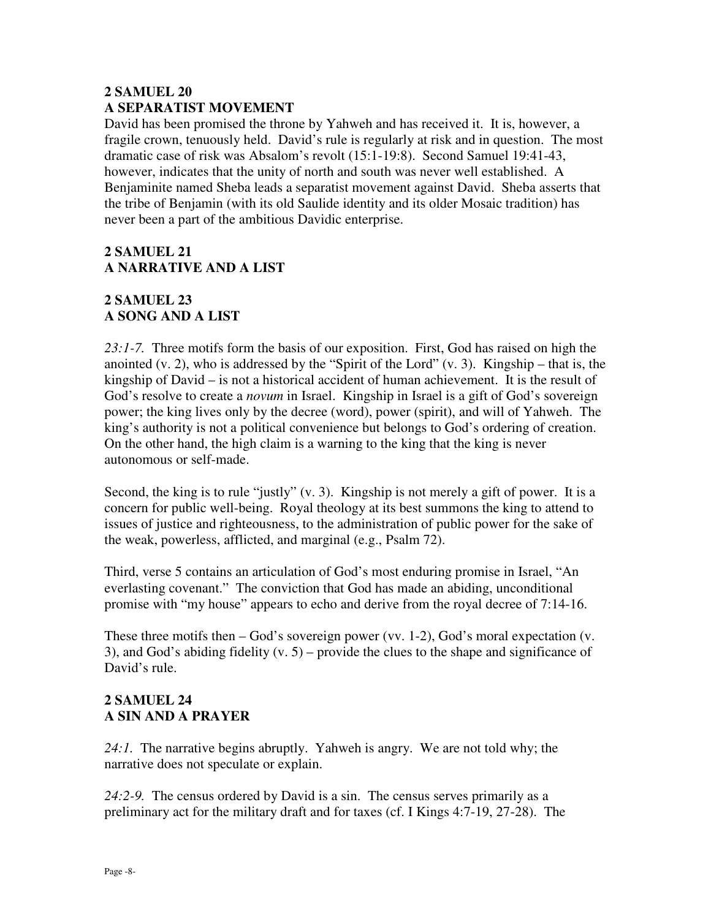## 2 SAMUEL 20
## A SEPARATIST MOVEMENT

David has been promised the throne by Yahweh and has received it. It is, however, a fragile crown, tenuously held. David's rule is regularly at risk and in question. The most dramatic case of risk was Absalom's revolt (15:1-19:8). Second Samuel 19:41-43, however, indicates that the unity of north and south was never well established. A Benjaminite named Sheba leads a separatist movement against David. Sheba asserts that the tribe of Benjamin (with its old Saulide identity and its older Mosaic tradition) has never been a part of the ambitious Davidic enterprise.

## 2 SAMUEL 21
## A NARRATIVE AND A LIST

## 2 SAMUEL 23
## A SONG AND A LIST

*23:1-7.* Three motifs form the basis of our exposition. First, God has raised on high the anointed (v. 2), who is addressed by the "Spirit of the Lord" (v. 3). Kingship – that is, the kingship of David – is not a historical accident of human achievement. It is the result of God's resolve to create a *novum* in Israel. Kingship in Israel is a gift of God's sovereign power; the king lives only by the decree (word), power (spirit), and will of Yahweh. The king's authority is not a political convenience but belongs to God's ordering of creation. On the other hand, the high claim is a warning to the king that the king is never autonomous or self-made.

Second, the king is to rule "justly" (v. 3). Kingship is not merely a gift of power. It is a concern for public well-being. Royal theology at its best summons the king to attend to issues of justice and righteousness, to the administration of public power for the sake of the weak, powerless, afflicted, and marginal (e.g., Psalm 72).

Third, verse 5 contains an articulation of God's most enduring promise in Israel, "An everlasting covenant." The conviction that God has made an abiding, unconditional promise with "my house" appears to echo and derive from the royal decree of 7:14-16.

These three motifs then – God's sovereign power (vv. 1-2), God's moral expectation (v. 3), and God's abiding fidelity (v. 5) – provide the clues to the shape and significance of David's rule.

## 2 SAMUEL 24
## A SIN AND A PRAYER

*24:1.* The narrative begins abruptly. Yahweh is angry. We are not told why; the narrative does not speculate or explain.

*24:2-9.* The census ordered by David is a sin. The census serves primarily as a preliminary act for the military draft and for taxes (cf. I Kings 4:7-19, 27-28). The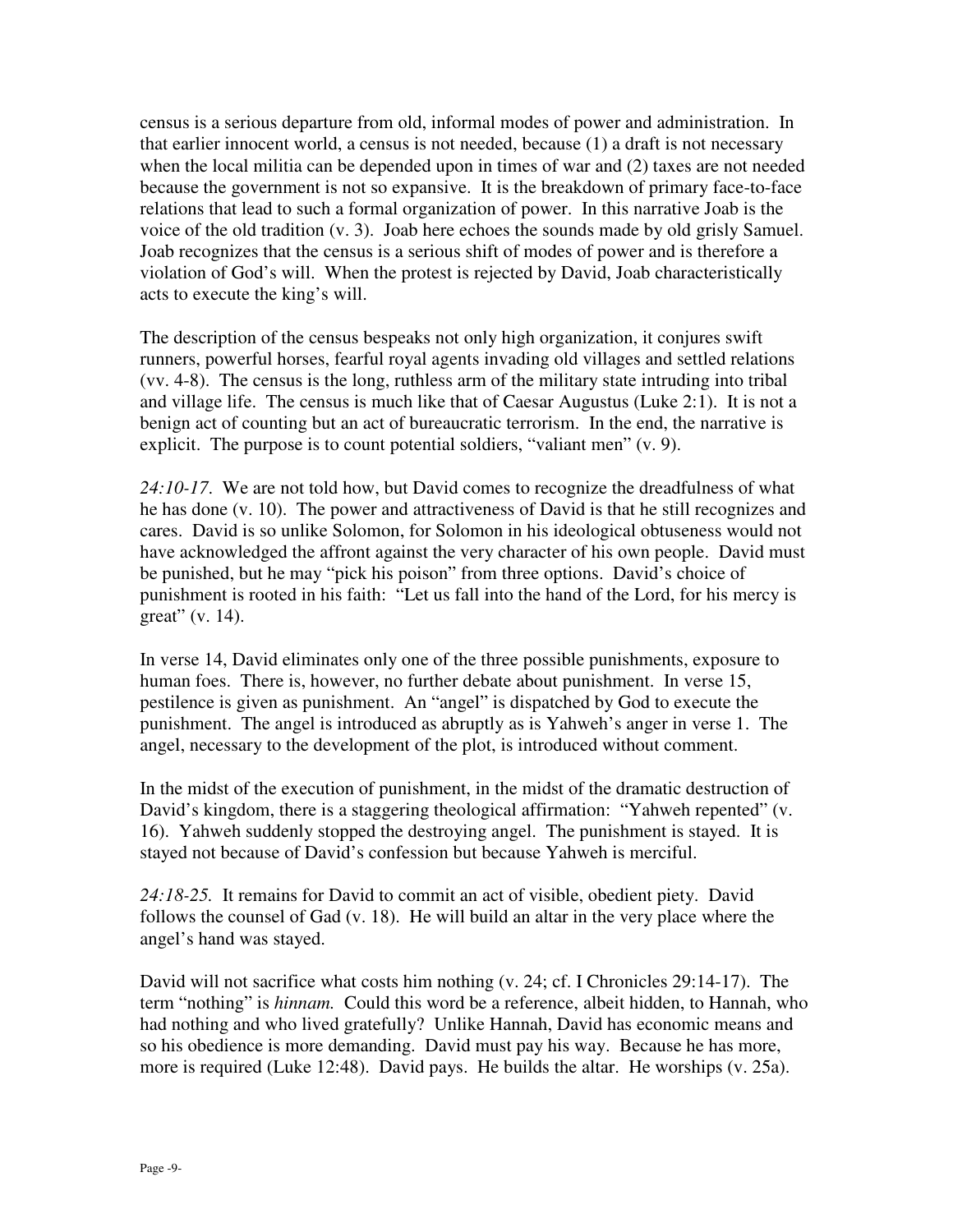census is a serious departure from old, informal modes of power and administration. In that earlier innocent world, a census is not needed, because (1) a draft is not necessary when the local militia can be depended upon in times of war and (2) taxes are not needed because the government is not so expansive. It is the breakdown of primary face-to-face relations that lead to such a formal organization of power. In this narrative Joab is the voice of the old tradition (v. 3). Joab here echoes the sounds made by old grisly Samuel. Joab recognizes that the census is a serious shift of modes of power and is therefore a violation of God's will. When the protest is rejected by David, Joab characteristically acts to execute the king's will.

The description of the census bespeaks not only high organization, it conjures swift runners, powerful horses, fearful royal agents invading old villages and settled relations (vv. 4-8). The census is the long, ruthless arm of the military state intruding into tribal and village life. The census is much like that of Caesar Augustus (Luke 2:1). It is not a benign act of counting but an act of bureaucratic terrorism. In the end, the narrative is explicit. The purpose is to count potential soldiers, "valiant men" (v. 9).

*24:10-17.* We are not told how, but David comes to recognize the dreadfulness of what he has done (v. 10). The power and attractiveness of David is that he still recognizes and cares. David is so unlike Solomon, for Solomon in his ideological obtuseness would not have acknowledged the affront against the very character of his own people. David must be punished, but he may "pick his poison" from three options. David's choice of punishment is rooted in his faith: "Let us fall into the hand of the Lord, for his mercy is great" (v. 14).

In verse 14, David eliminates only one of the three possible punishments, exposure to human foes. There is, however, no further debate about punishment. In verse 15, pestilence is given as punishment. An "angel" is dispatched by God to execute the punishment. The angel is introduced as abruptly as is Yahweh's anger in verse 1. The angel, necessary to the development of the plot, is introduced without comment.

In the midst of the execution of punishment, in the midst of the dramatic destruction of David's kingdom, there is a staggering theological affirmation: "Yahweh repented" (v. 16). Yahweh suddenly stopped the destroying angel. The punishment is stayed. It is stayed not because of David's confession but because Yahweh is merciful.

*24:18-25.* It remains for David to commit an act of visible, obedient piety. David follows the counsel of Gad (v. 18). He will build an altar in the very place where the angel's hand was stayed.

David will not sacrifice what costs him nothing (v. 24; cf. I Chronicles 29:14-17). The term "nothing" is *hinnam.* Could this word be a reference, albeit hidden, to Hannah, who had nothing and who lived gratefully? Unlike Hannah, David has economic means and so his obedience is more demanding. David must pay his way. Because he has more, more is required (Luke 12:48). David pays. He builds the altar. He worships (v. 25a).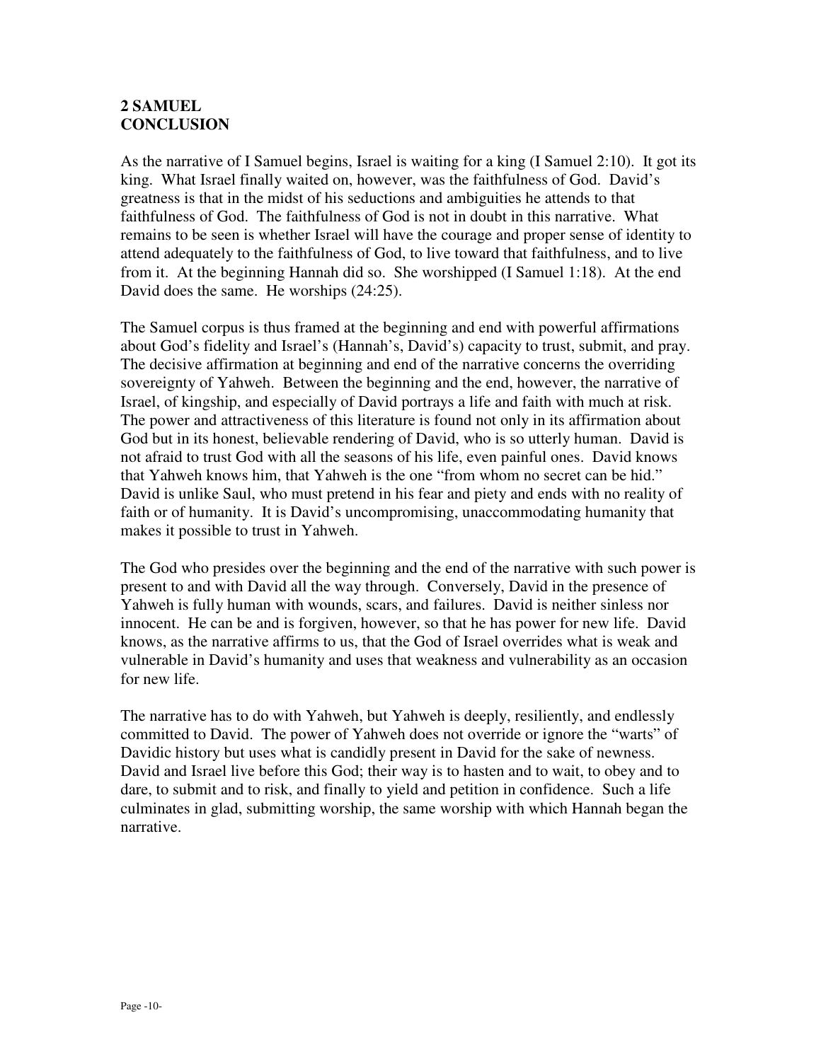**2 SAMUEL**
**CONCLUSION**

As the narrative of I Samuel begins, Israel is waiting for a king (I Samuel 2:10). It got its king. What Israel finally waited on, however, was the faithfulness of God. David's greatness is that in the midst of his seductions and ambiguities he attends to that faithfulness of God. The faithfulness of God is not in doubt in this narrative. What remains to be seen is whether Israel will have the courage and proper sense of identity to attend adequately to the faithfulness of God, to live toward that faithfulness, and to live from it. At the beginning Hannah did so. She worshipped (I Samuel 1:18). At the end David does the same. He worships (24:25).

The Samuel corpus is thus framed at the beginning and end with powerful affirmations about God's fidelity and Israel's (Hannah's, David's) capacity to trust, submit, and pray. The decisive affirmation at beginning and end of the narrative concerns the overriding sovereignty of Yahweh. Between the beginning and the end, however, the narrative of Israel, of kingship, and especially of David portrays a life and faith with much at risk. The power and attractiveness of this literature is found not only in its affirmation about God but in its honest, believable rendering of David, who is so utterly human. David is not afraid to trust God with all the seasons of his life, even painful ones. David knows that Yahweh knows him, that Yahweh is the one "from whom no secret can be hid." David is unlike Saul, who must pretend in his fear and piety and ends with no reality of faith or of humanity. It is David's uncompromising, unaccommodating humanity that makes it possible to trust in Yahweh.

The God who presides over the beginning and the end of the narrative with such power is present to and with David all the way through. Conversely, David in the presence of Yahweh is fully human with wounds, scars, and failures. David is neither sinless nor innocent. He can be and is forgiven, however, so that he has power for new life. David knows, as the narrative affirms to us, that the God of Israel overrides what is weak and vulnerable in David's humanity and uses that weakness and vulnerability as an occasion for new life.

The narrative has to do with Yahweh, but Yahweh is deeply, resiliently, and endlessly committed to David. The power of Yahweh does not override or ignore the "warts" of Davidic history but uses what is candidly present in David for the sake of newness. David and Israel live before this God; their way is to hasten and to wait, to obey and to dare, to submit and to risk, and finally to yield and petition in confidence. Such a life culminates in glad, submitting worship, the same worship with which Hannah began the narrative.